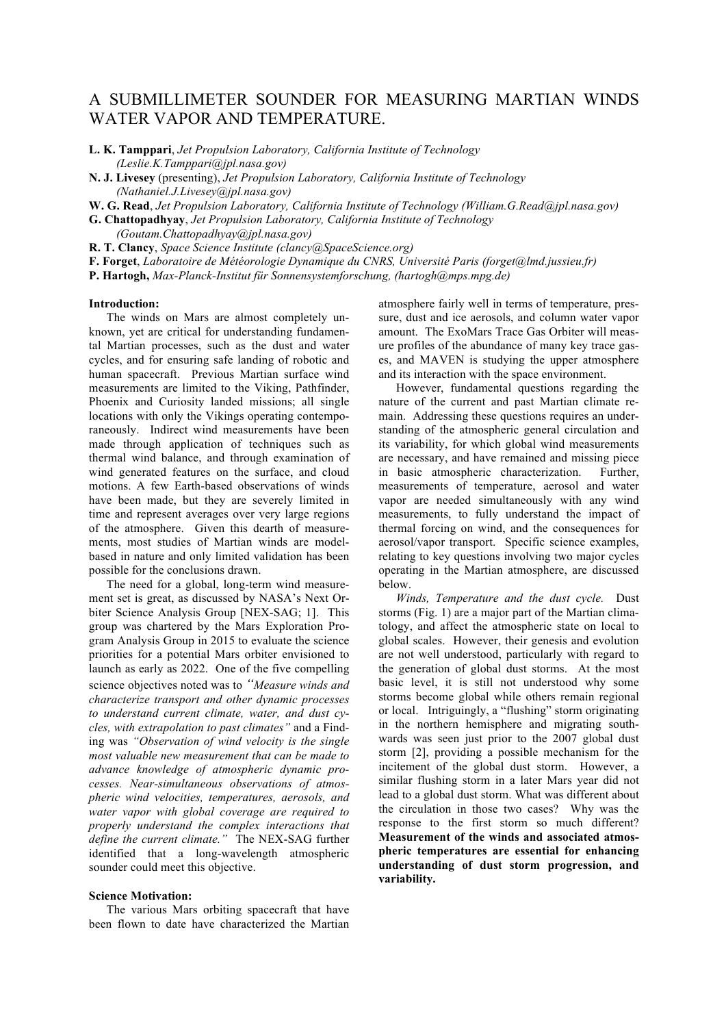# A SUBMILLIMETER SOUNDER FOR MEASURING MARTIAN WINDS WATER VAPOR AND TEMPERATURE.

**L. K. Tamppari**, *Jet Propulsion Laboratory, California Institute of Technology (Leslie.K.Tamppari@jpl.nasa.gov)*
**N. J. Livesey** (presenting), *Jet Propulsion Laboratory, California Institute of Technology (Nathaniel.J.Livesey@jpl.nasa.gov)*
**W. G. Read**, *Jet Propulsion Laboratory, California Institute of Technology (William.G.Read@jpl.nasa.gov)*
**G. Chattopadhyay**, *Jet Propulsion Laboratory, California Institute of Technology (Goutam.Chattopadhyay@jpl.nasa.gov)*
**R. T. Clancy**, *Space Science Institute (clancy@SpaceScience.org)*
**F. Forget**, *Laboratoire de Météorologie Dynamique du CNRS, Université Paris (forget@lmd.jussieu.fr)*
**P. Hartogh,** *Max-Planck-Institut für Sonnensystemforschung, (hartogh@mps.mpg.de)*

**Introduction:**

The winds on Mars are almost completely unknown, yet are critical for understanding fundamental Martian processes, such as the dust and water cycles, and for ensuring safe landing of robotic and human spacecraft. Previous Martian surface wind measurements are limited to the Viking, Pathfinder, Phoenix and Curiosity landed missions; all single locations with only the Vikings operating contemporaneously. Indirect wind measurements have been made through application of techniques such as thermal wind balance, and through examination of wind generated features on the surface, and cloud motions. A few Earth-based observations of winds have been made, but they are severely limited in time and represent averages over very large regions of the atmosphere. Given this dearth of measurements, most studies of Martian winds are model-based in nature and only limited validation has been possible for the conclusions drawn.

The need for a global, long-term wind measurement set is great, as discussed by NASA's Next Orbiter Science Analysis Group [NEX-SAG; 1]. This group was chartered by the Mars Exploration Program Analysis Group in 2015 to evaluate the science priorities for a potential Mars orbiter envisioned to launch as early as 2022. One of the five compelling science objectives noted was to *"Measure winds and characterize transport and other dynamic processes to understand current climate, water, and dust cycles, with extrapolation to past climates"* and a Finding was *"Observation of wind velocity is the single most valuable new measurement that can be made to advance knowledge of atmospheric dynamic processes. Near-simultaneous observations of atmospheric wind velocities, temperatures, aerosols, and water vapor with global coverage are required to properly understand the complex interactions that define the current climate."* The NEX-SAG further identified that a long-wavelength atmospheric sounder could meet this objective.

**Science Motivation:**

The various Mars orbiting spacecraft that have been flown to date have characterized the Martian atmosphere fairly well in terms of temperature, pressure, dust and ice aerosols, and column water vapor amount. The ExoMars Trace Gas Orbiter will measure profiles of the abundance of many key trace gases, and MAVEN is studying the upper atmosphere and its interaction with the space environment.

However, fundamental questions regarding the nature of the current and past Martian climate remain. Addressing these questions requires an understanding of the atmospheric general circulation and its variability, for which global wind measurements are necessary, and have remained and missing piece in basic atmospheric characterization. Further, measurements of temperature, aerosol and water vapor are needed simultaneously with any wind measurements, to fully understand the impact of thermal forcing on wind, and the consequences for aerosol/vapor transport. Specific science examples, relating to key questions involving two major cycles operating in the Martian atmosphere, are discussed below.

*Winds, Temperature and the dust cycle.* Dust storms (Fig. 1) are a major part of the Martian climatology, and affect the atmospheric state on local to global scales. However, their genesis and evolution are not well understood, particularly with regard to the generation of global dust storms. At the most basic level, it is still not understood why some storms become global while others remain regional or local. Intriguingly, a "flushing" storm originating in the northern hemisphere and migrating southwards was seen just prior to the 2007 global dust storm [2], providing a possible mechanism for the incitement of the global dust storm. However, a similar flushing storm in a later Mars year did not lead to a global dust storm. What was different about the circulation in those two cases? Why was the response to the first storm so much different? **Measurement of the winds and associated atmospheric temperatures are essential for enhancing understanding of dust storm progression, and variability.**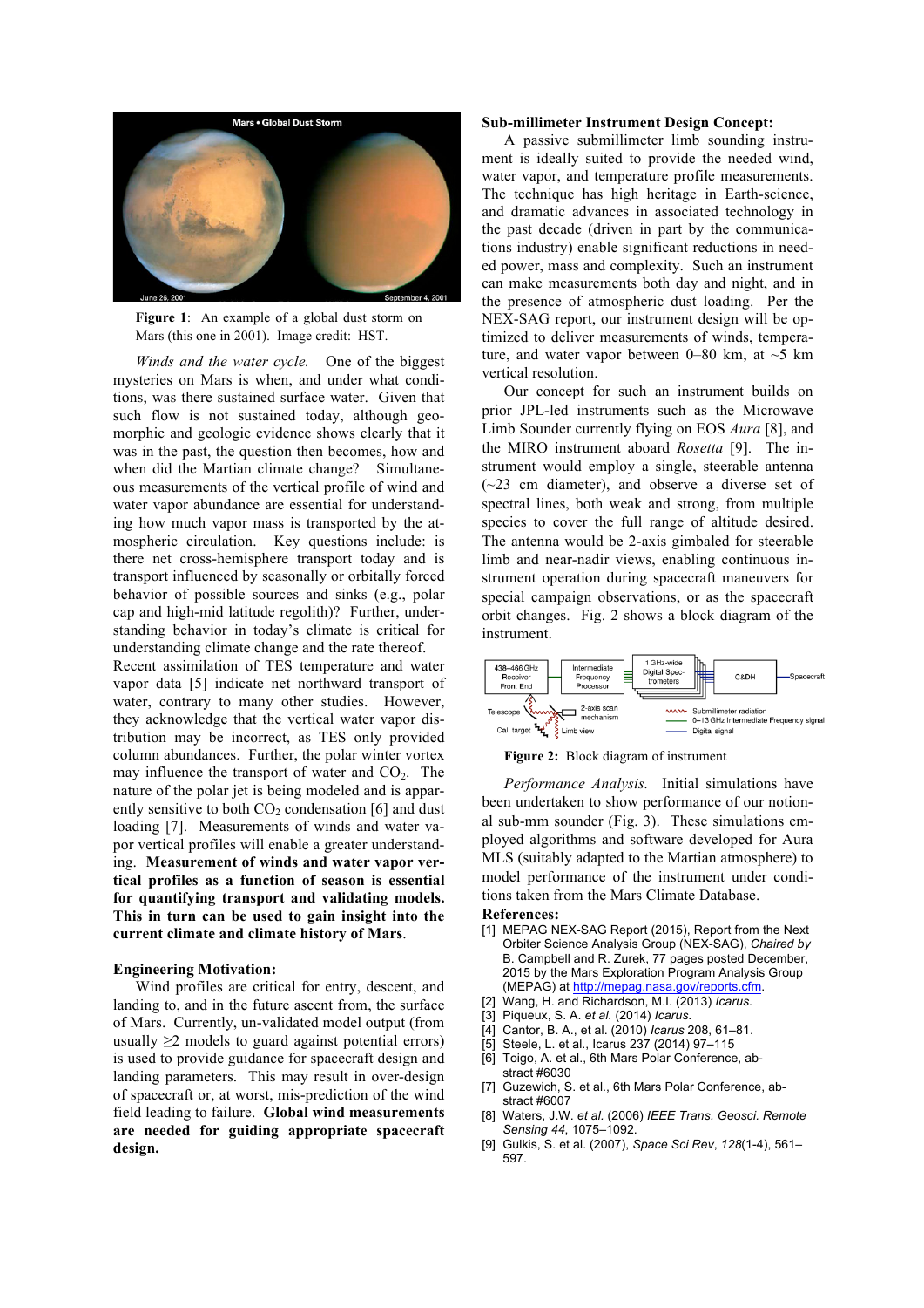**Figure 1**: An example of a global dust storm on Mars (this one in 2001). Image credit: HST.

*Winds and the water cycle.* One of the biggest mysteries on Mars is when, and under what conditions, was there sustained surface water. Given that such flow is not sustained today, although geomorphic and geologic evidence shows clearly that it was in the past, the question then becomes, how and when did the Martian climate change? Simultaneous measurements of the vertical profile of wind and water vapor abundance are essential for understanding how much vapor mass is transported by the atmospheric circulation. Key questions include: is there net cross-hemisphere transport today and is transport influenced by seasonally or orbitally forced behavior of possible sources and sinks (e.g., polar cap and high-mid latitude regolith)? Further, understanding behavior in today's climate is critical for understanding climate change and the rate thereof. Recent assimilation of TES temperature and water vapor data [5] indicate net northward transport of water, contrary to many other studies. However, they acknowledge that the vertical water vapor distribution may be incorrect, as TES only provided column abundances. Further, the polar winter vortex may influence the transport of water and $CO_2$. The nature of the polar jet is being modeled and is apparently sensitive to both $CO_2$ condensation [6] and dust loading [7]. Measurements of winds and water vapor vertical profiles will enable a greater understanding. **Measurement of winds and water vapor vertical profiles as a function of season is essential for quantifying transport and validating models. This in turn can be used to gain insight into the current climate and climate history of Mars**.

## Engineering Motivation:

Wind profiles are critical for entry, descent, and landing to, and in the future ascent from, the surface of Mars. Currently, un-validated model output (from usually $\geq 2$ models to guard against potential errors) is used to provide guidance for spacecraft design and landing parameters. This may result in over-design of spacecraft or, at worst, mis-prediction of the wind field leading to failure. **Global wind measurements are needed for guiding appropriate spacecraft design.**

## Sub-millimeter Instrument Design Concept:

A passive submillimeter limb sounding instrument is ideally suited to provide the needed wind, water vapor, and temperature profile measurements. The technique has high heritage in Earth-science, and dramatic advances in associated technology in the past decade (driven in part by the communications industry) enable significant reductions in needed power, mass and complexity. Such an instrument can make measurements both day and night, and in the presence of atmospheric dust loading. Per the NEX-SAG report, our instrument design will be optimized to deliver measurements of winds, temperature, and water vapor between 0–80 km, at ~5 km vertical resolution.

Our concept for such an instrument builds on prior JPL-led instruments such as the Microwave Limb Sounder currently flying on EOS *Aura* [8], and the MIRO instrument aboard *Rosetta* [9]. The instrument would employ a single, steerable antenna (~23 cm diameter), and observe a diverse set of spectral lines, both weak and strong, from multiple species to cover the full range of altitude desired. The antenna would be 2-axis gimbaled for steerable limb and near-nadir views, enabling continuous instrument operation during spacecraft maneuvers for special campaign observations, or as the spacecraft orbit changes. Fig. 2 shows a block diagram of the instrument.

**Figure 2:** Block diagram of instrument

*Performance Analysis.* Initial simulations have been undertaken to show performance of our notional sub-mm sounder (Fig. 3). These simulations employed algorithms and software developed for Aura MLS (suitably adapted to the Martian atmosphere) to model performance of the instrument under conditions taken from the Mars Climate Database.

## References:

[1] MEPAG NEX-SAG Report (2015), Report from the Next Orbiter Science Analysis Group (NEX-SAG), *Chaired by* B. Campbell and R. Zurek, 77 pages posted December, 2015 by the Mars Exploration Program Analysis Group (MEPAG) at http://mepag.nasa.gov/reports.cfm.
[2] Wang, H. and Richardson, M.I. (2013) *Icarus*.
[3] Piqueux, S. A. *et al.* (2014) *Icarus*.
[4] Cantor, B. A., et al. (2010) *Icarus* 208, 61–81.
[5] Steele, L. et al., Icarus 237 (2014) 97–115
[6] Toigo, A. et al., 6th Mars Polar Conference, abstract #6030
[7] Guzewich, S. et al., 6th Mars Polar Conference, abstract #6007
[8] Waters, J.W. *et al.* (2006) *IEEE Trans. Geosci. Remote Sensing 44*, 1075–1092.
[9] Gulkis, S. et al. (2007), *Space Sci Rev*, *128*(1-4), 561–597.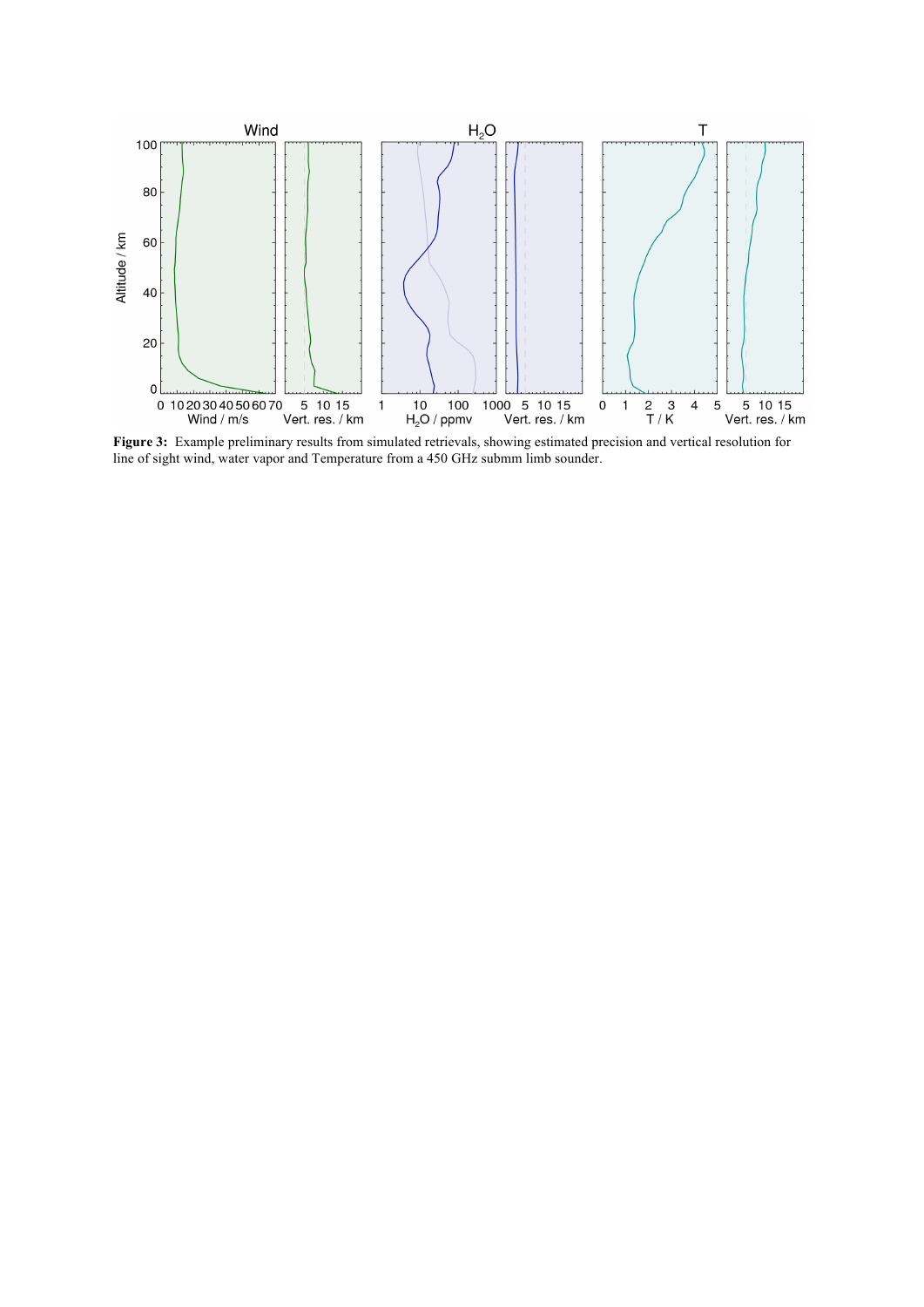Wind

H$_2$O

T

Altitude / km

100
80
60
40
20
0

0 10 20 30 40 50 60 70
Wind / m/s

5 10 15
Vert. res. / km

1 10 100 1000
H$_2$O / ppmv

5 10 15
Vert. res. / km

0 1 2 3 4 5
T / K

5 10 15
Vert. res. / km

**Figure 3:** Example preliminary results from simulated retrievals, showing estimated precision and vertical resolution for line of sight wind, water vapor and Temperature from a 450 GHz submm limb sounder.